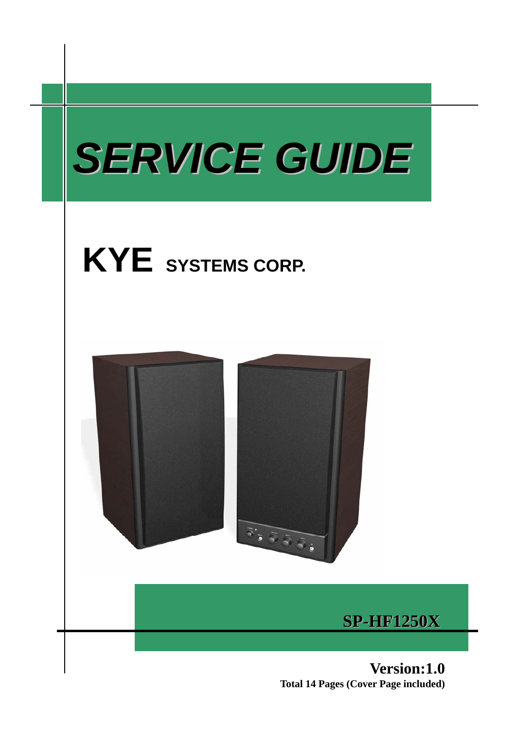# SERVICE GUIDE

## KYE SYSTEMS CORP.

**SP-HF1250X**

**Version:1.0**

**Total 14 Pages (Cover Page included)**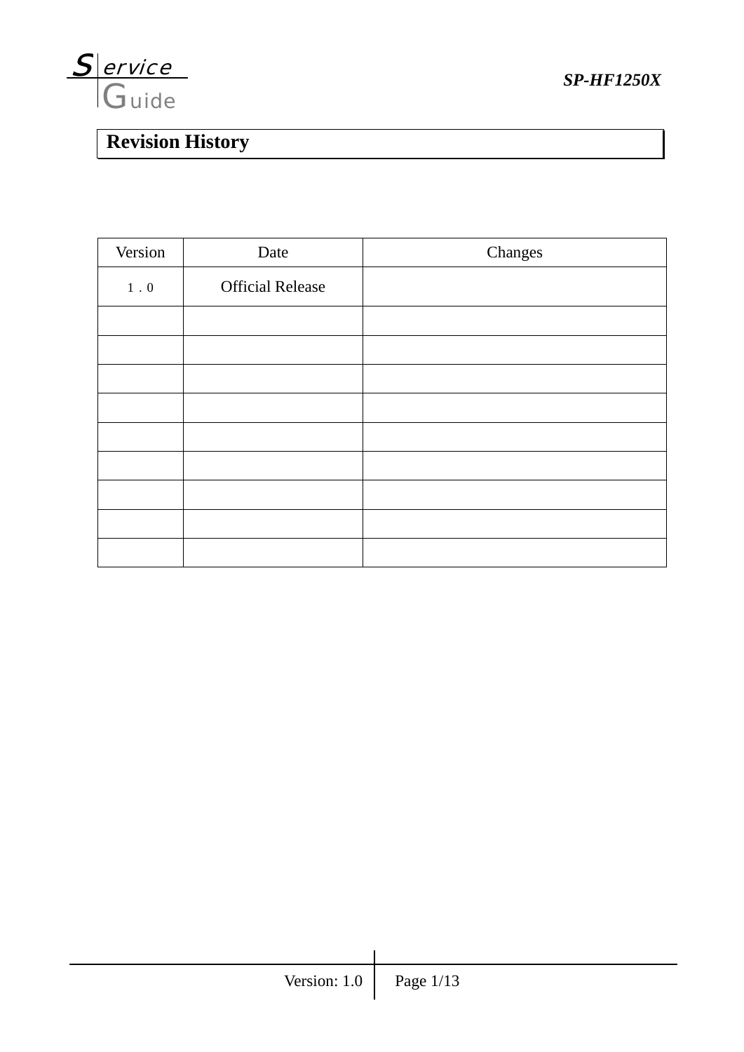# Revision History

| Version | Date | Changes |
|---|---|---|
| 1．0 | Official Release | |
| | | |
| | | |
| | | |
| | | |
| | | |
| | | |
| | | |
| | | |
| | | |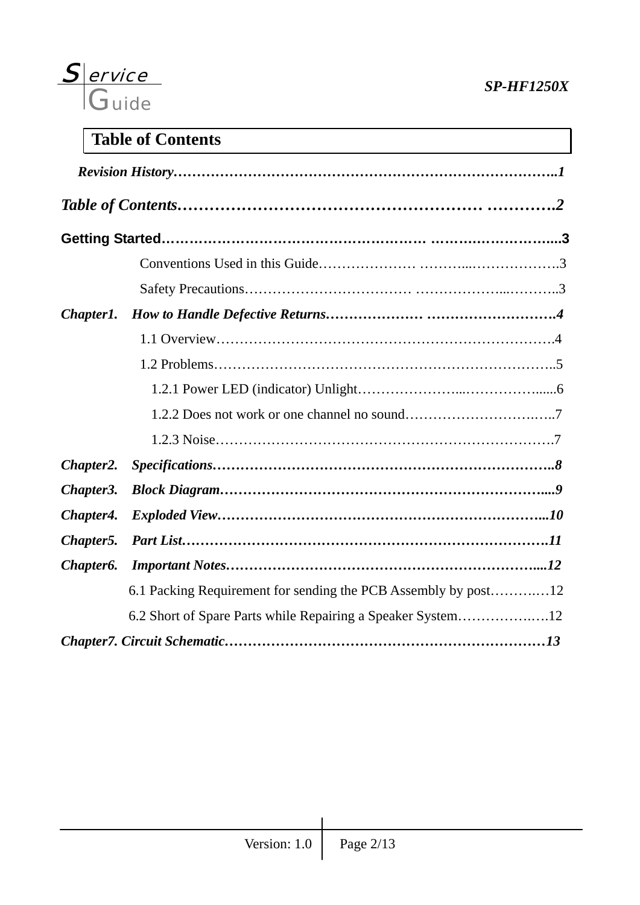# Table of Contents

*Revision History……………………………………………………………………..1*

*Table of Contents…………………………………………… ………….2*

**Getting Started…………………………………………… ………………….....3**

Conventions Used in this Guide………………… ………...……………….3

Safety Precautions……………………………… ………………...………..3

***Chapter1. How to Handle Defective Returns.……………… ……………………….4***

1.1 Overview……………………………………………………………….4

1.2 Problems………………………………………………………………..5

1.2.1 Power LED (indicator) Unlight…………………...……………......6

1.2.2 Does not work or one channel no sound……………………….…..7

1.2.3 Noise…………………………………………………………….7

***Chapter2. Specifications……………………………………………………………..8***

***Chapter3. Block Diagram…………………………………………………………....9***

***Chapter4. Exploded View………………………………………………………...10***

***Chapter5. Part List…………………………………………………………………11***

***Chapter6. Important Notes…………………………………………………….....12***

6.1 Packing Requirement for sending the PCB Assembly by post……….…12

6.2 Short of Spare Parts while Repairing a Speaker System……………….…12

***Chapter7. Circuit Schematic……………………………………………………………13***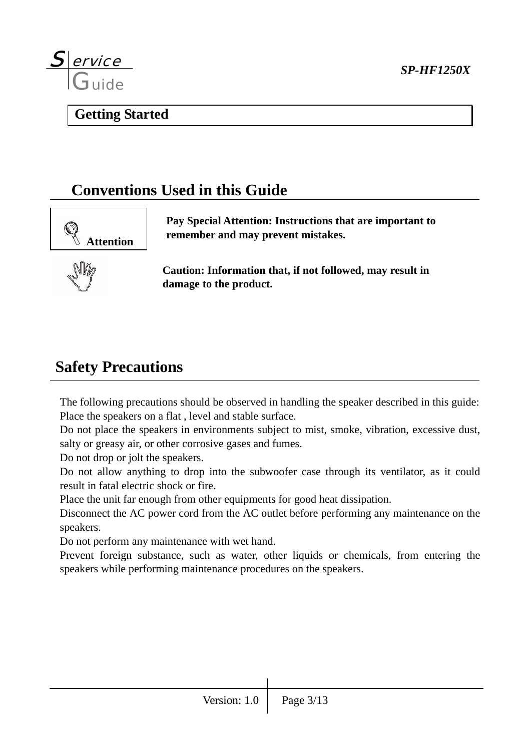## Getting Started

## Conventions Used in this Guide

**Attention**

**Pay Special Attention: Instructions that are important to remember and may prevent mistakes.**

**Caution: Information that, if not followed, may result in damage to the product.**

## Safety Precautions

The following precautions should be observed in handling the speaker described in this guide:

Place the speakers on a flat , level and stable surface.

Do not place the speakers in environments subject to mist, smoke, vibration, excessive dust, salty or greasy air, or other corrosive gases and fumes.

Do not drop or jolt the speakers.

Do not allow anything to drop into the subwoofer case through its ventilator, as it could result in fatal electric shock or fire.

Place the unit far enough from other equipments for good heat dissipation.

Disconnect the AC power cord from the AC outlet before performing any maintenance on the speakers.

Do not perform any maintenance with wet hand.

Prevent foreign substance, such as water, other liquids or chemicals, from entering the speakers while performing maintenance procedures on the speakers.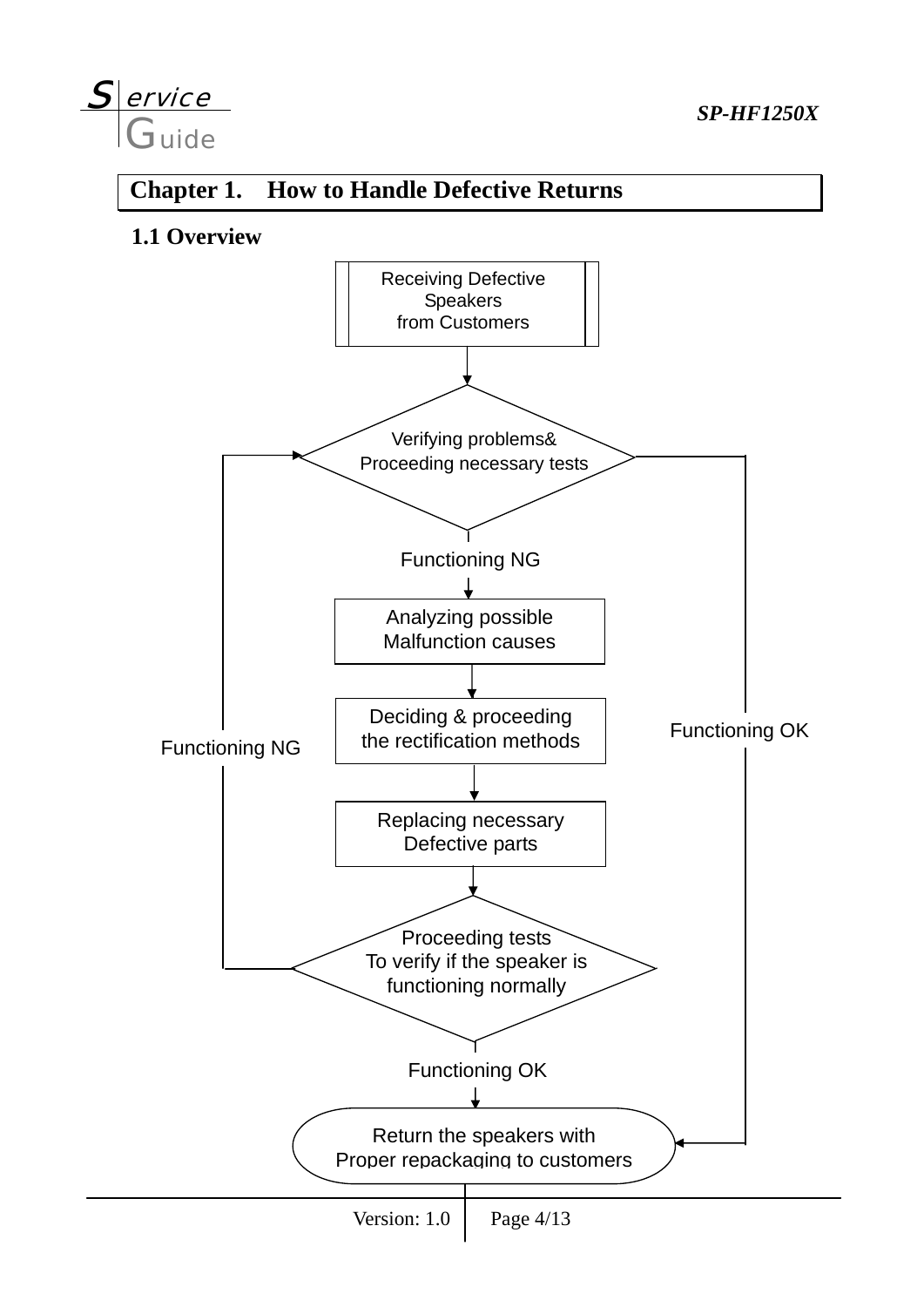# Chapter 1. How to Handle Defective Returns

## 1.1 Overview

Receiving Defective Speakers from Customers

Verifying problems& Proceeding necessary tests

Functioning NG

Analyzing possible Malfunction causes

Deciding & proceeding the rectification methods

Replacing necessary Defective parts

Proceeding tests To verify if the speaker is functioning normally

Functioning NG

Functioning OK

Functioning OK

Return the speakers with Proper repackaging to customers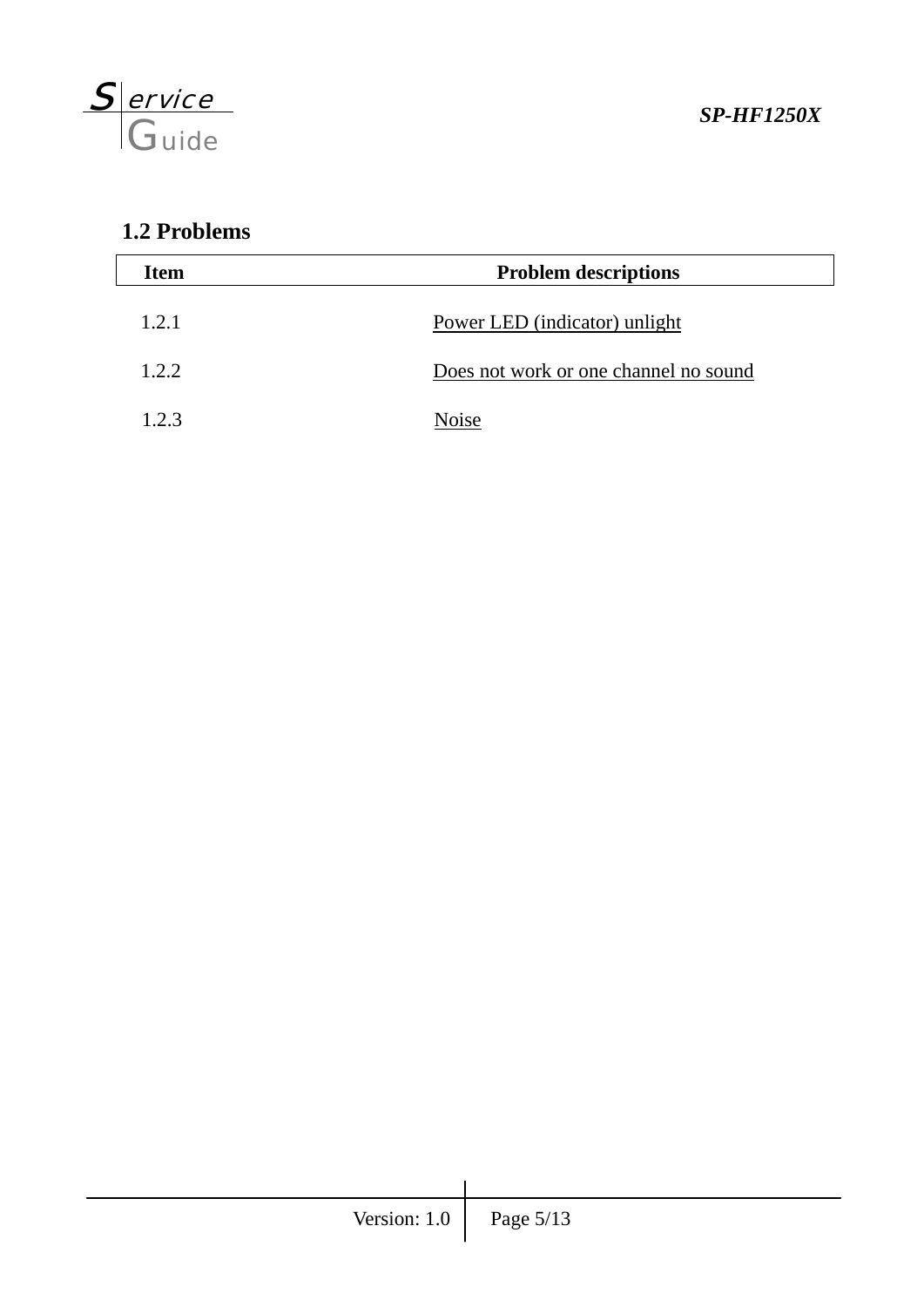## 1.2 Problems

| Item | Problem descriptions |
| --- | --- |
| 1.2.1 | Power LED (indicator) unlight |
| 1.2.2 | Does not work or one channel no sound |
| 1.2.3 | Noise |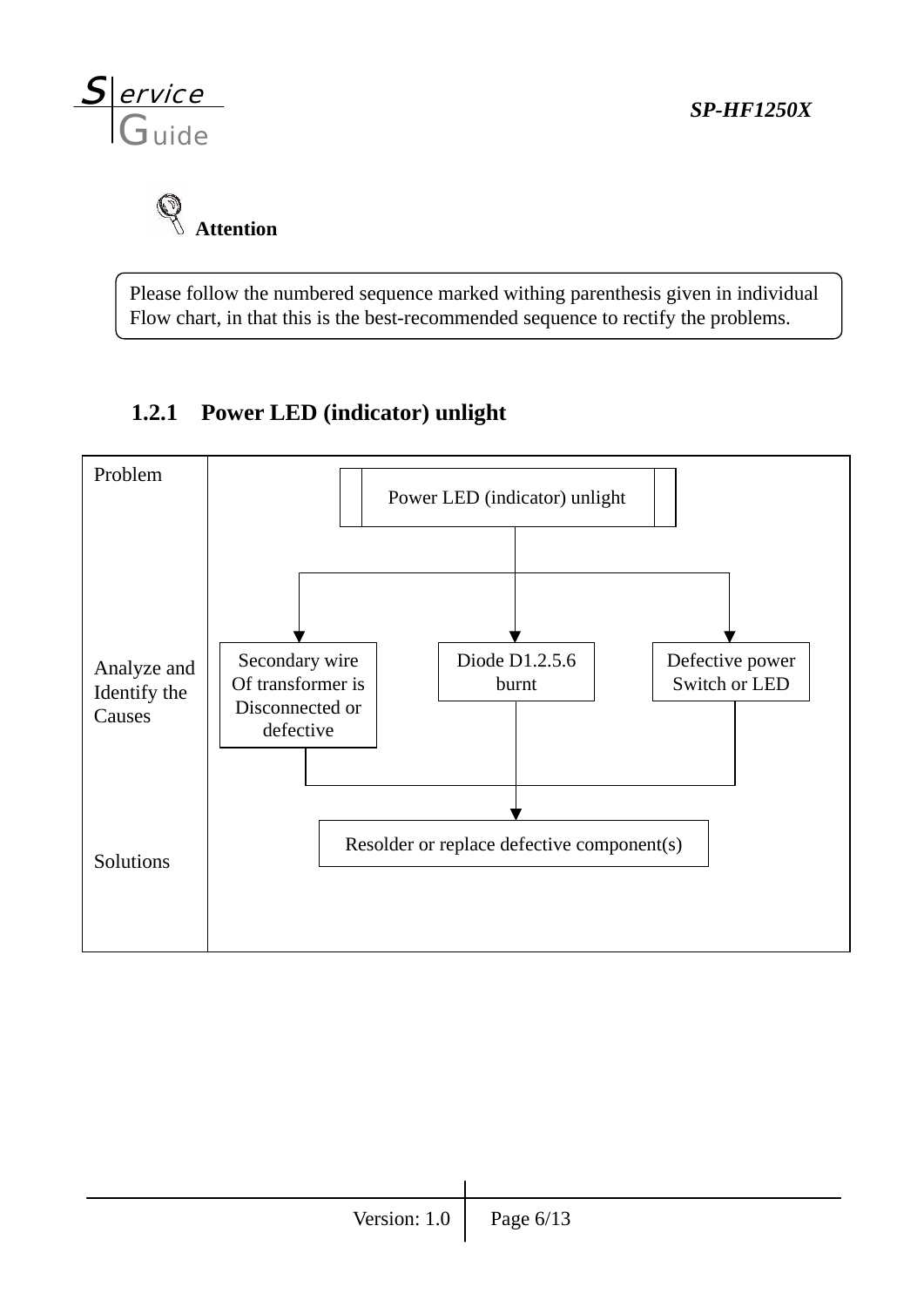**Attention**

Please follow the numbered sequence marked withing parenthesis given in individual Flow chart, in that this is the best-recommended sequence to rectify the problems.

### 1.2.1 Power LED (indicator) unlight

| | |
|---|---|
| Problem | Power LED (indicator) unlight |
| Analyze and Identify the Causes | Secondary wire Of transformer is Disconnected or defective<br>Diode D1.2.5.6 burnt<br>Defective power Switch or LED |
| Solutions | Resolder or replace defective component(s) |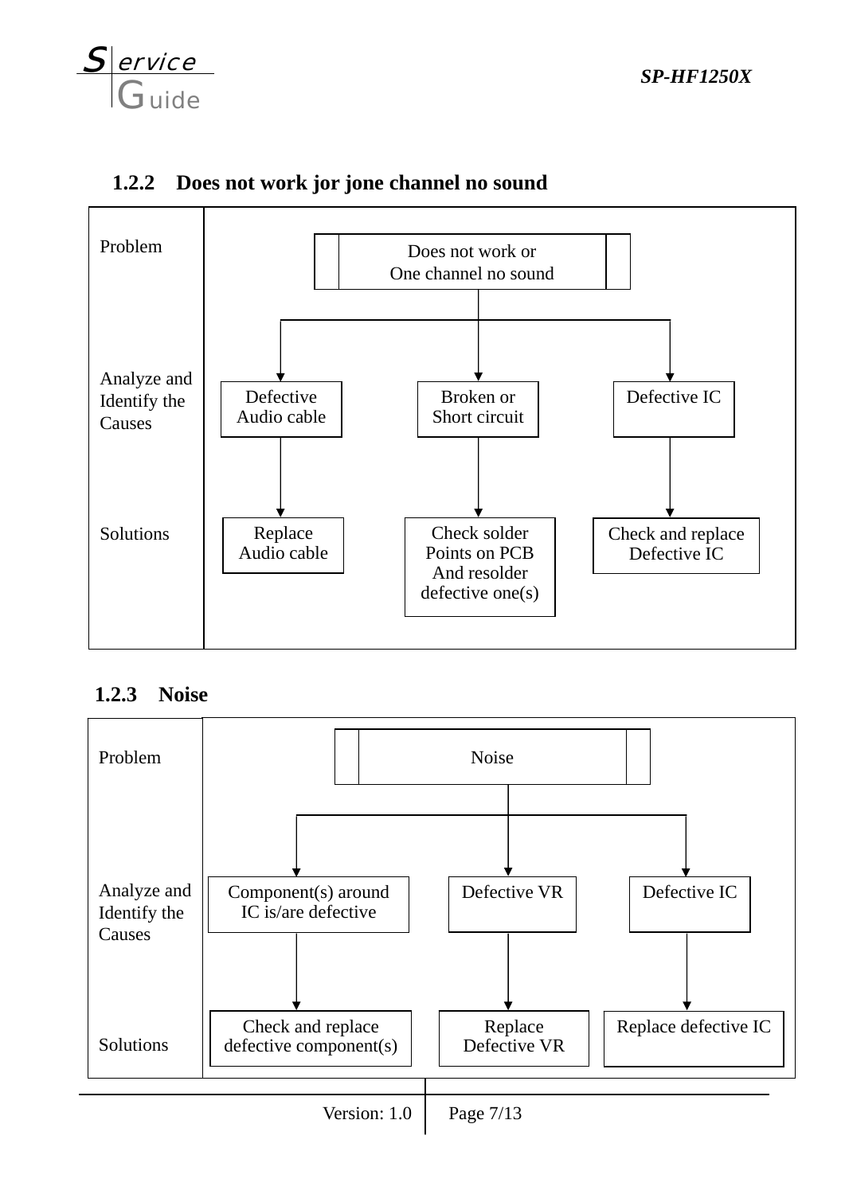### 1.2.2 Does not work jor jone channel no sound

| | | | |
|---|---|---|---|
| Problem | Does not work or One channel no sound | | |
| Analyze and Identify the Causes | Defective Audio cable | Broken or Short circuit | Defective IC |
| Solutions | Replace Audio cable | Check solder Points on PCB And resolder defective one(s) | Check and replace Defective IC |

### 1.2.3 Noise

| | | | |
|---|---|---|---|
| Problem | Noise | | |
| Analyze and Identify the Causes | Component(s) around IC is/are defective | Defective VR | Defective IC |
| Solutions | Check and replace defective component(s) | Replace Defective VR | Replace defective IC |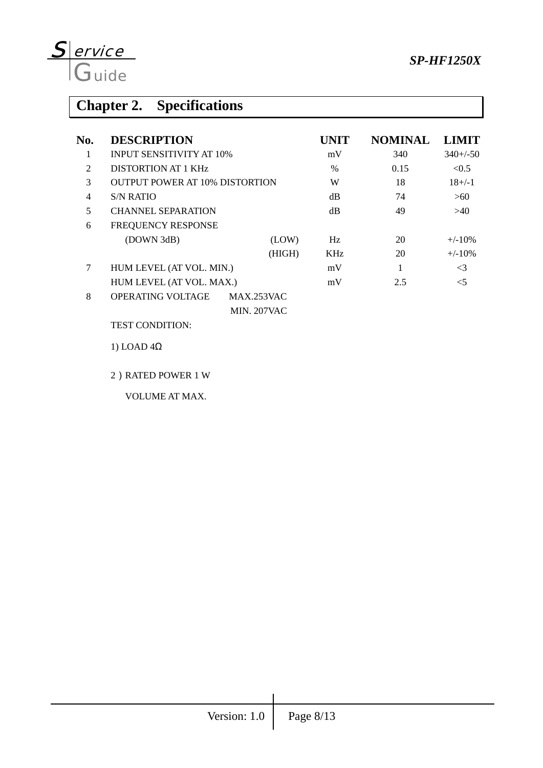# Chapter 2. Specifications

| No. | DESCRIPTION | | UNIT | NOMINAL | LIMIT |
|---|---|---|---|---|---|
| 1 | INPUT SENSITIVITY AT 10% | | mV | 340 | 340+/-50 |
| 2 | DISTORTION AT 1 KHz | | % | 0.15 | <0.5 |
| 3 | OUTPUT POWER AT 10% DISTORTION | | W | 18 | 18+/-1 |
| 4 | S/N RATIO | | dB | 74 | >60 |
| 5 | CHANNEL SEPARATION | | dB | 49 | >40 |
| 6 | FREQUENCY RESPONSE | | | | |
| | (DOWN 3dB) | (LOW) | Hz | 20 | +/-10% |
| | | (HIGH) | KHz | 20 | +/-10% |
| 7 | HUM LEVEL (AT VOL. MIN.) | | mV | 1 | <3 |
| | HUM LEVEL (AT VOL. MAX.) | | mV | 2.5 | <5 |
| 8 | OPERATING VOLTAGE | MAX.253VAC | | | |
| | | MIN. 207VAC | | | |

TEST CONDITION:

1) LOAD 4Ω

2）RATED POWER 1 W

VOLUME AT MAX.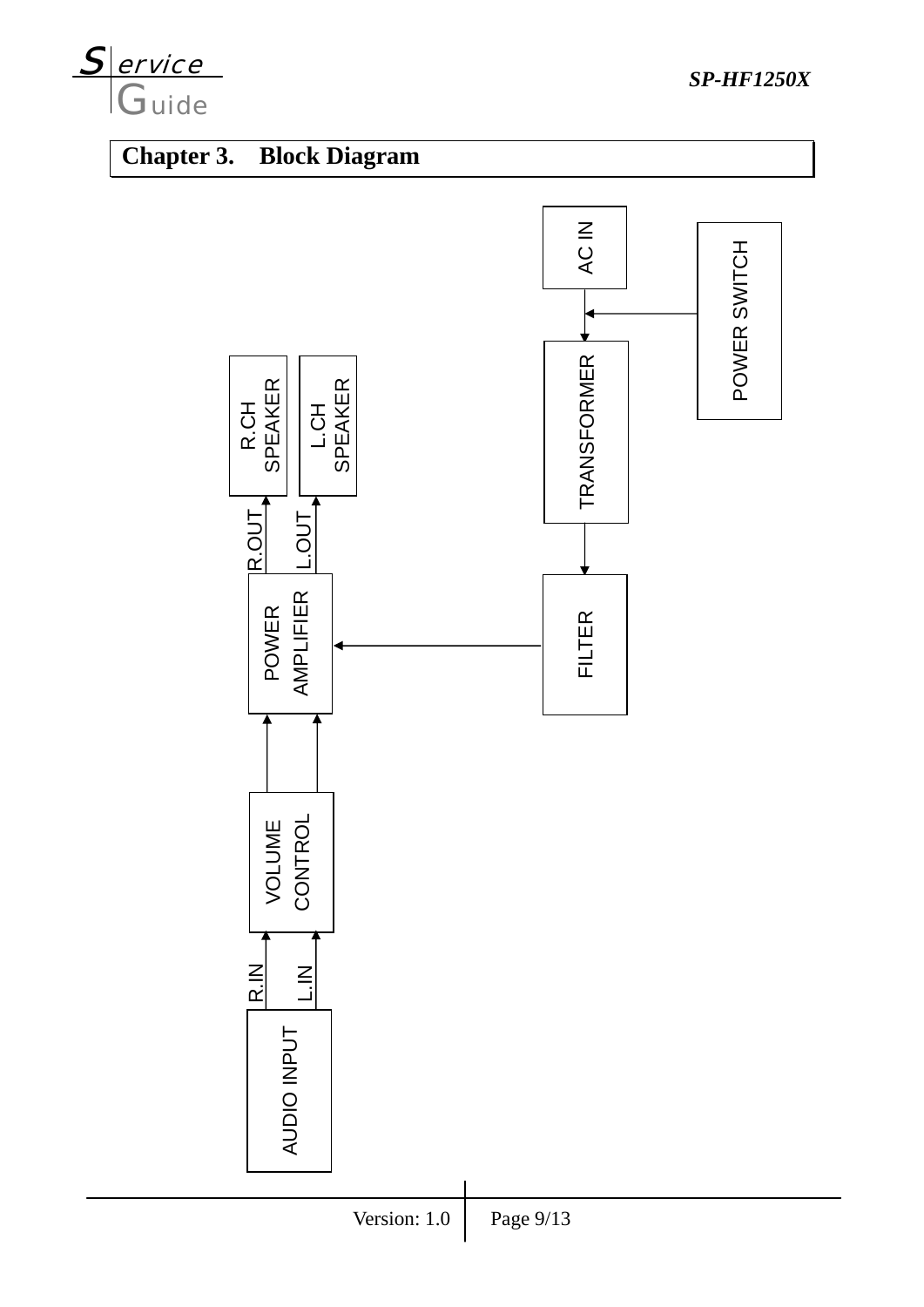## Chapter 3. Block Diagram

AC IN

POWER SWITCH

TRANSFORMER

FILTER

R.CH SPEAKER

L.CH SPEAKER

R.OUT

L.OUT

POWER AMPLIFIER

VOLUME CONTROL

R.IN

L.IN

AUDIO INPUT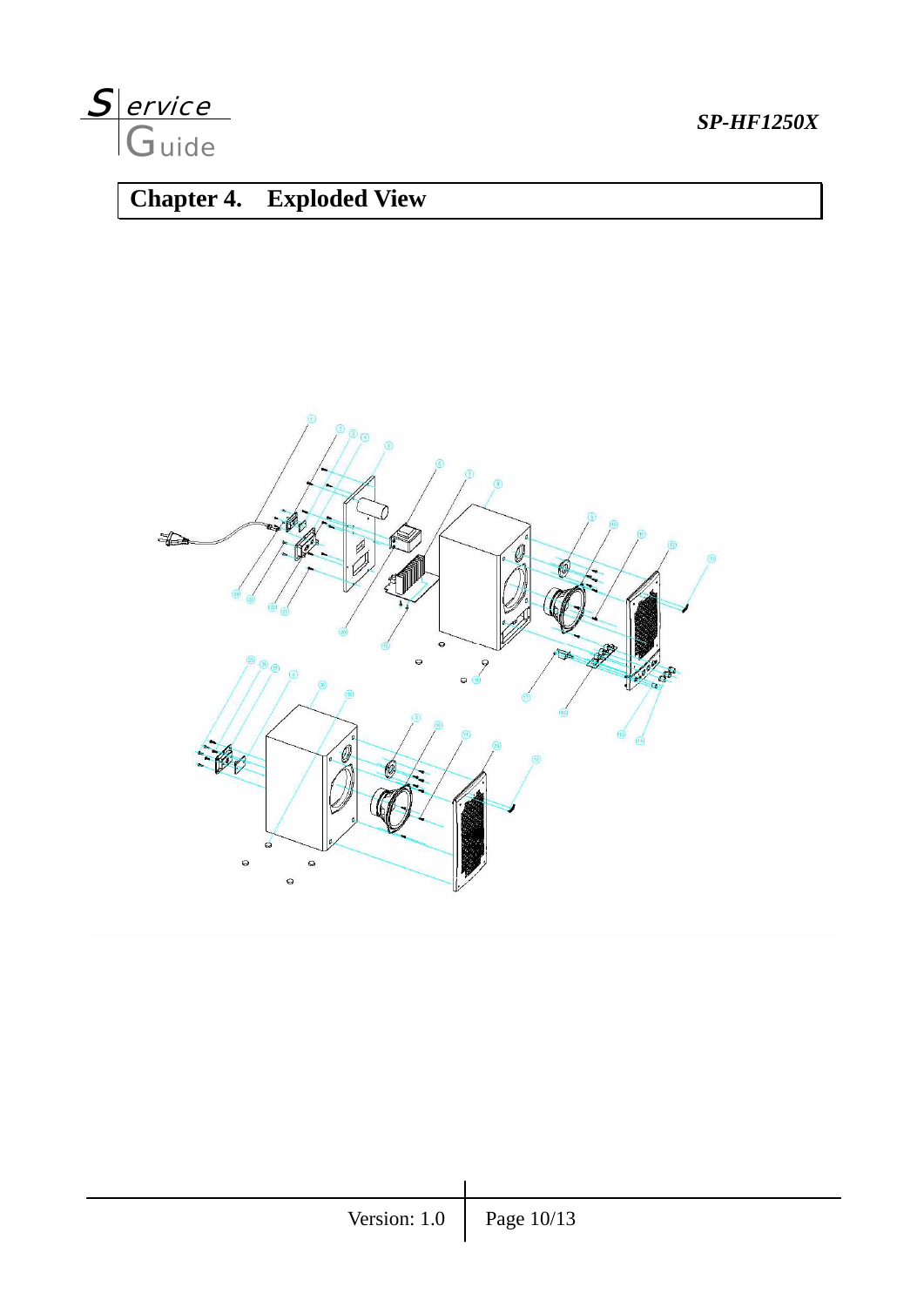# Chapter 4. Exploded View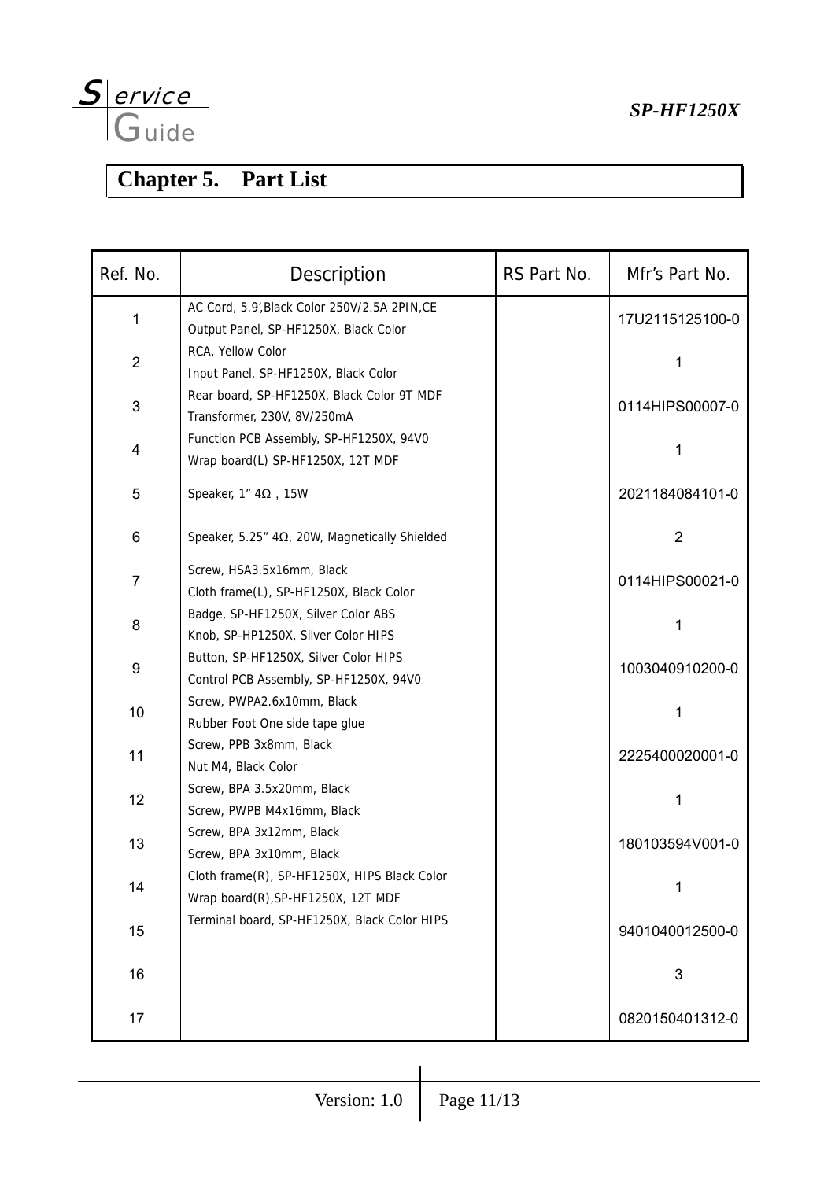# Chapter 5. Part List

| Ref. No. | Description | RS Part No. | Mfr's Part No. |
|---|---|---|---|
| 1 | AC Cord, 5.9',Black Color 250V/2.5A 2PIN,CE<br>Output Panel, SP-HF1250X, Black Color | | 17U2115125100-0 |
| 2 | RCA, Yellow Color<br>Input Panel, SP-HF1250X, Black Color | | 1 |
| 3 | Rear board, SP-HF1250X, Black Color 9T MDF<br>Transformer, 230V, 8V/250mA | | 0114HIPS00007-0 |
| 4 | Function PCB Assembly, SP-HF1250X, 94V0<br>Wrap board(L) SP-HF1250X, 12T MDF | | 1 |
| 5 | Speaker, 1" 4Ω , 15W | | 2021184084101-0 |
| 6 | Speaker, 5.25" 4Ω, 20W, Magnetically Shielded | | 2 |
| 7 | Screw, HSA3.5x16mm, Black<br>Cloth frame(L), SP-HF1250X, Black Color | | 0114HIPS00021-0 |
| 8 | Badge, SP-HF1250X, Silver Color ABS<br>Knob, SP-HP1250X, Silver Color HIPS | | 1 |
| 9 | Button, SP-HF1250X, Silver Color HIPS<br>Control PCB Assembly, SP-HF1250X, 94V0 | | 1003040910200-0 |
| 10 | Screw, PWPA2.6x10mm, Black<br>Rubber Foot One side tape glue | | 1 |
| 11 | Screw, PPB 3x8mm, Black<br>Nut M4, Black Color | | 2225400020001-0 |
| 12 | Screw, BPA 3.5x20mm, Black<br>Screw, PWPB M4x16mm, Black | | 1 |
| 13 | Screw, BPA 3x12mm, Black<br>Screw, BPA 3x10mm, Black | | 180103594V001-0 |
| 14 | Cloth frame(R), SP-HF1250X, HIPS Black Color<br>Wrap board(R),SP-HF1250X, 12T MDF | | 1 |
| 15 | Terminal board, SP-HF1250X, Black Color HIPS | | 9401040012500-0 |
| 16 | | | 3 |
| 17 | | | 0820150401312-0 |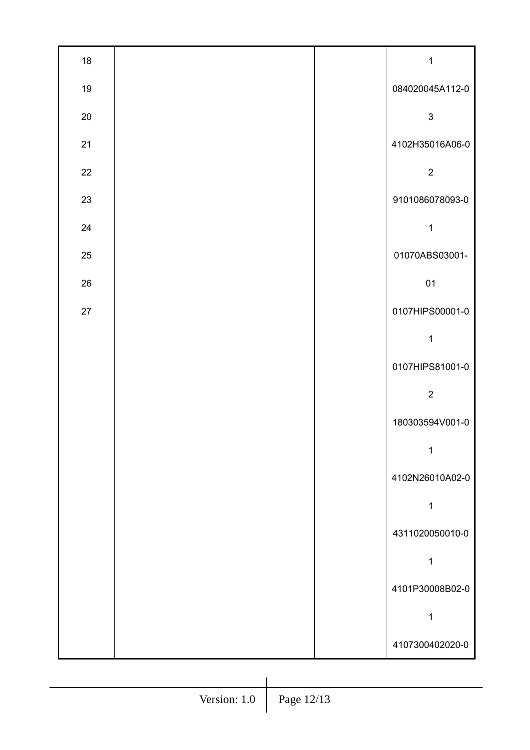| | | | |
|---|---|---|---|
| 18 | | | 1 |
| 19 | | | 084020045A112-0 |
| 20 | | | 3 |
| 21 | | | 4102H35016A06-0 |
| 22 | | | 2 |
| 23 | | | 9101086078093-0 |
| 24 | | | 1 |
| 25 | | | 01070ABS03001- |
| 26 | | | 01 |
| 27 | | | 0107HIPS00001-0 |
| | | | 1 |
| | | | 0107HIPS81001-0 |
| | | | 2 |
| | | | 180303594V001-0 |
| | | | 1 |
| | | | 4102N26010A02-0 |
| | | | 1 |
| | | | 4311020050010-0 |
| | | | 1 |
| | | | 4101P30008B02-0 |
| | | | 1 |
| | | | 4107300402020-0 |

Version: 1.0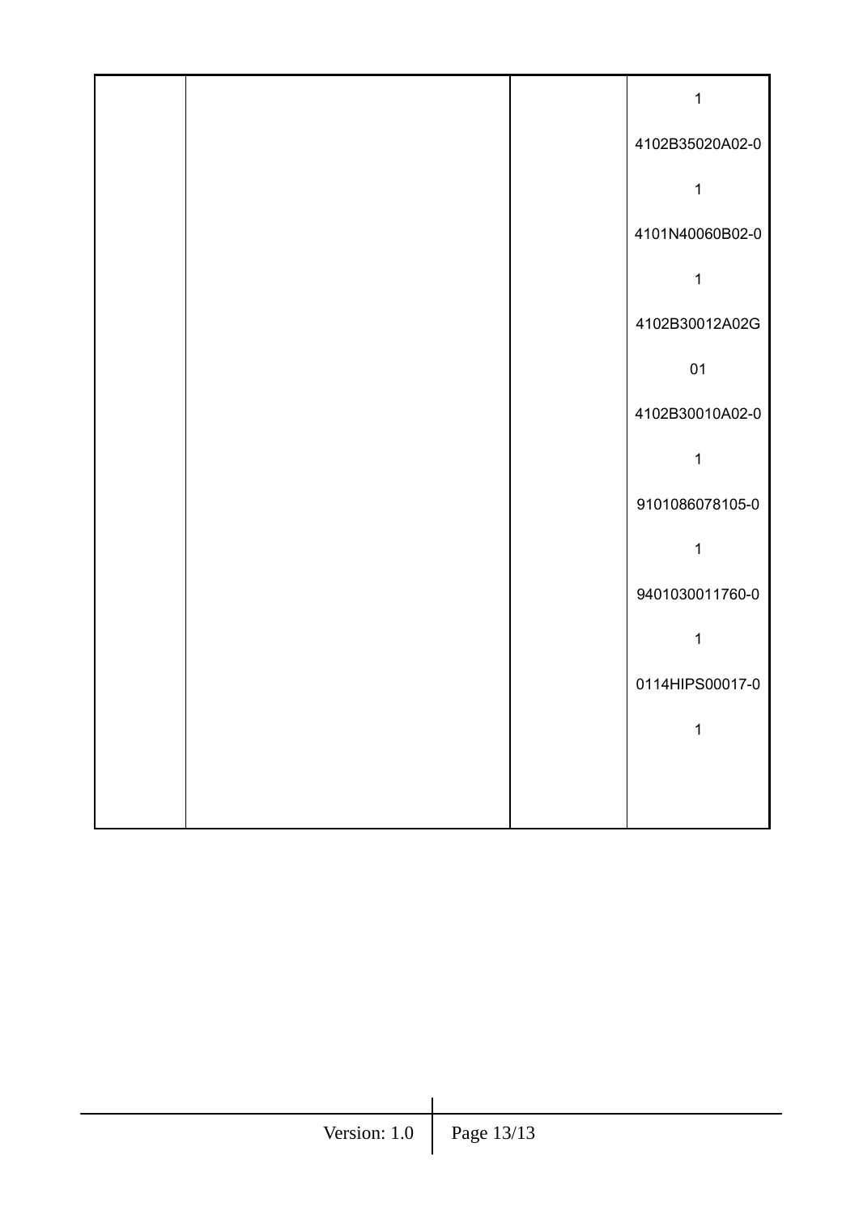|  |  |  | 1<br>4102B35020A02-0<br>1<br>4101N40060B02-0<br>1<br>4102B30012A02G<br>01<br>4102B30010A02-0<br>1<br>9101086078105-0<br>1<br>9401030011760-0<br>1<br>0114HIPS00017-0<br>1 |
|---|---|---|---|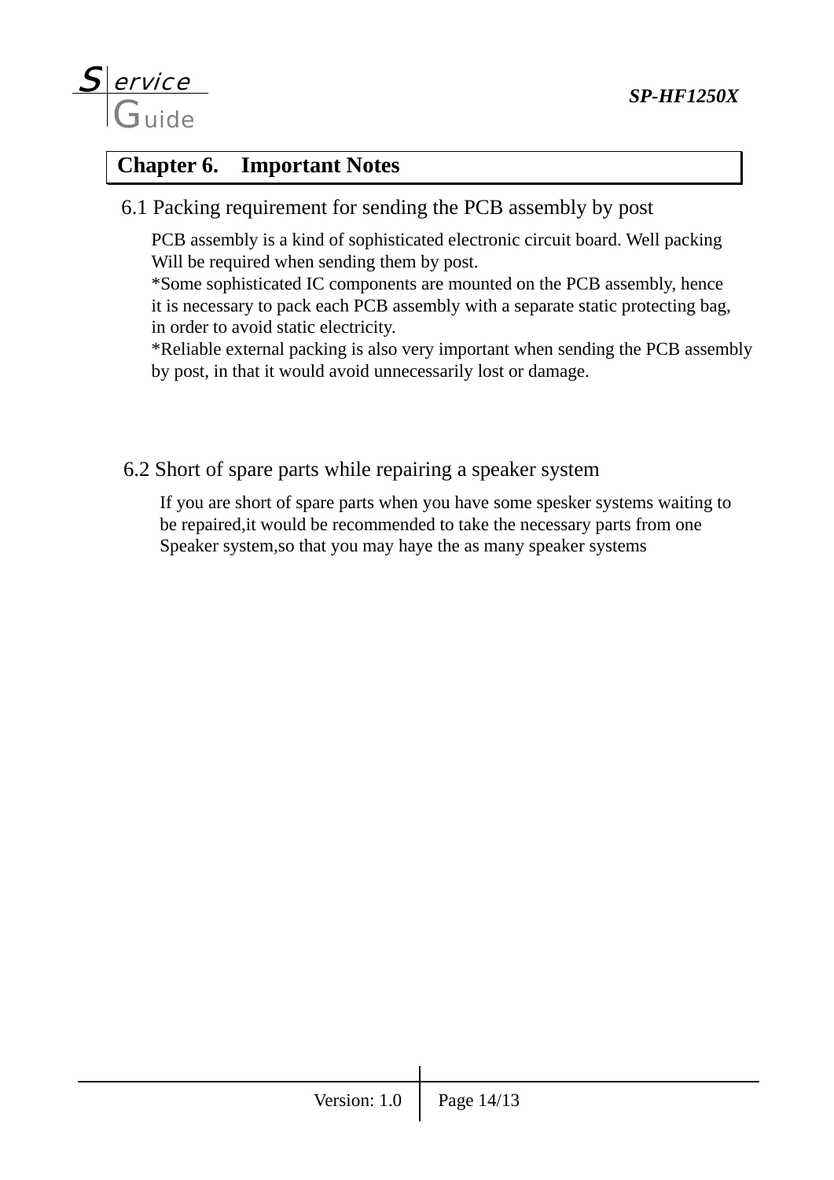# Chapter 6. Important Notes

## 6.1 Packing requirement for sending the PCB assembly by post

PCB assembly is a kind of sophisticated electronic circuit board. Well packing Will be required when sending them by post.

*Some sophisticated IC components are mounted on the PCB assembly, hence it is necessary to pack each PCB assembly with a separate static protecting bag, in order to avoid static electricity.

*Reliable external packing is also very important when sending the PCB assembly by post, in that it would avoid unnecessarily lost or damage.

## 6.2 Short of spare parts while repairing a speaker system

If you are short of spare parts when you have some spesker systems waiting to be repaired,it would be recommended to take the necessary parts from one Speaker system,so that you may haye the as many speaker systems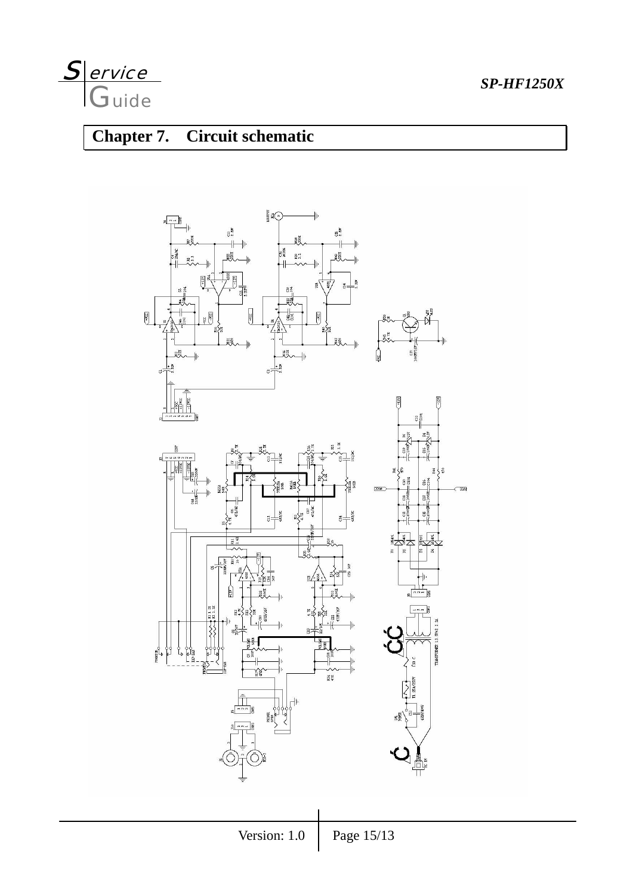## Chapter 7. Circuit schematic